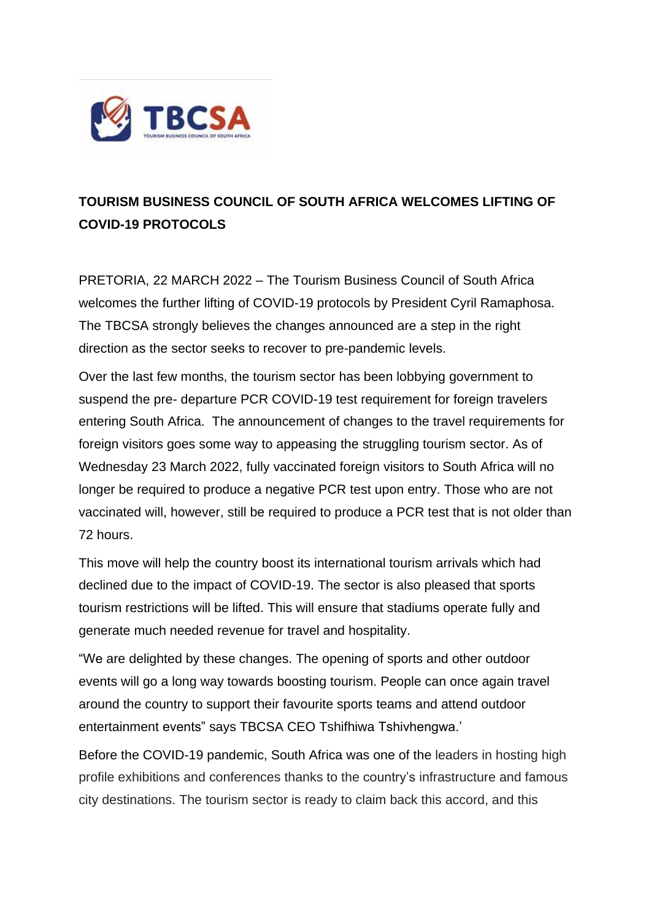# TOURISM BUSINESS COUNCIL OF SOUTH AFRICA WELCOMES LIFTING OF COVID-19 PROTOCOLS

PRETORIA, 22 MARCH 2022 – The Tourism Business Council of South Africa welcomes the further lifting of COVID-19 protocols by President Cyril Ramaphosa. The TBCSA strongly believes the changes announced are a step in the right direction as the sector seeks to recover to pre-pandemic levels.

Over the last few months, the tourism sector has been lobbying government to suspend the pre- departure PCR COVID-19 test requirement for foreign travelers entering South Africa. The announcement of changes to the travel requirements for foreign visitors goes some way to appeasing the struggling tourism sector. As of Wednesday 23 March 2022, fully vaccinated foreign visitors to South Africa will no longer be required to produce a negative PCR test upon entry. Those who are not vaccinated will, however, still be required to produce a PCR test that is not older than 72 hours.

This move will help the country boost its international tourism arrivals which had declined due to the impact of COVID-19. The sector is also pleased that sports tourism restrictions will be lifted. This will ensure that stadiums operate fully and generate much needed revenue for travel and hospitality.

"We are delighted by these changes. The opening of sports and other outdoor events will go a long way towards boosting tourism. People can once again travel around the country to support their favourite sports teams and attend outdoor entertainment events" says TBCSA CEO Tshifhiwa Tshivhengwa.'

Before the COVID-19 pandemic, South Africa was one of the leaders in hosting high profile exhibitions and conferences thanks to the country's infrastructure and famous city destinations. The tourism sector is ready to claim back this accord, and this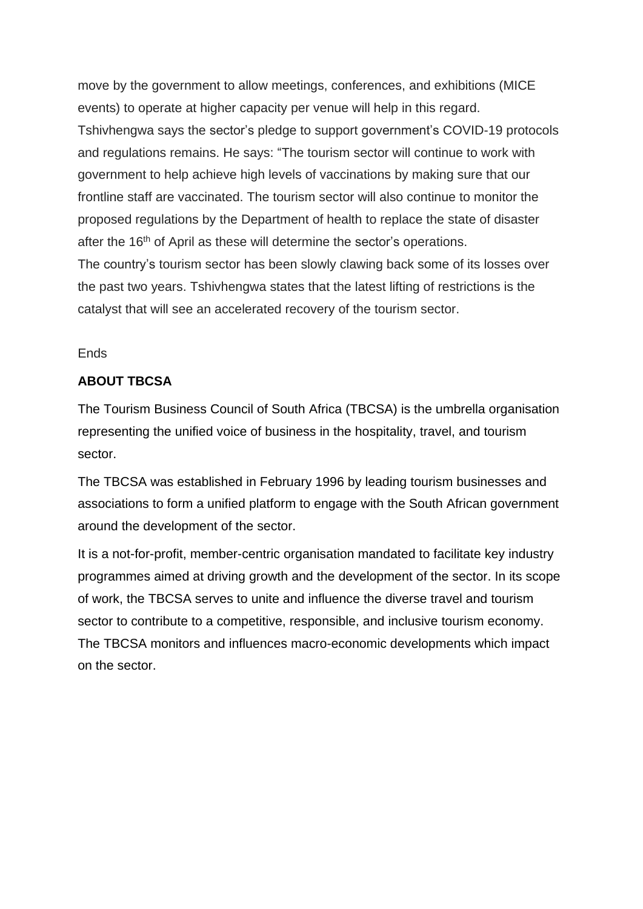move by the government to allow meetings, conferences, and exhibitions (MICE events) to operate at higher capacity per venue will help in this regard.
Tshivhengwa says the sector's pledge to support government's COVID-19 protocols and regulations remains. He says: "The tourism sector will continue to work with government to help achieve high levels of vaccinations by making sure that our frontline staff are vaccinated. The tourism sector will also continue to monitor the proposed regulations by the Department of health to replace the state of disaster after the 16th of April as these will determine the sector's operations.
The country's tourism sector has been slowly clawing back some of its losses over the past two years. Tshivhengwa states that the latest lifting of restrictions is the catalyst that will see an accelerated recovery of the tourism sector.

Ends

**ABOUT TBCSA**

The Tourism Business Council of South Africa (TBCSA) is the umbrella organisation representing the unified voice of business in the hospitality, travel, and tourism sector.

The TBCSA was established in February 1996 by leading tourism businesses and associations to form a unified platform to engage with the South African government around the development of the sector.

It is a not-for-profit, member-centric organisation mandated to facilitate key industry programmes aimed at driving growth and the development of the sector. In its scope of work, the TBCSA serves to unite and influence the diverse travel and tourism sector to contribute to a competitive, responsible, and inclusive tourism economy. The TBCSA monitors and influences macro-economic developments which impact on the sector.